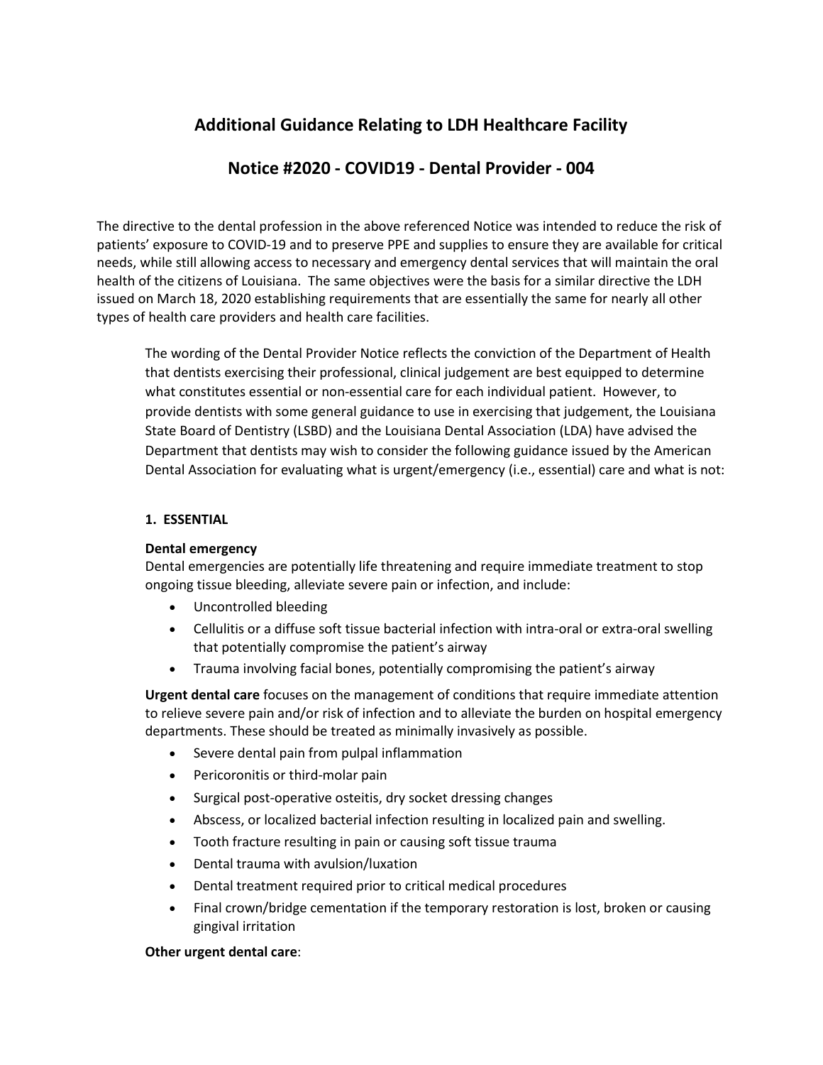# Additional Guidance Relating to LDH Healthcare Facility

## Notice #2020 - COVID19 - Dental Provider - 004

The directive to the dental profession in the above referenced Notice was intended to reduce the risk of patients' exposure to COVID-19 and to preserve PPE and supplies to ensure they are available for critical needs, while still allowing access to necessary and emergency dental services that will maintain the oral health of the citizens of Louisiana. The same objectives were the basis for a similar directive the LDH issued on March 18, 2020 establishing requirements that are essentially the same for nearly all other types of health care providers and health care facilities.

The wording of the Dental Provider Notice reflects the conviction of the Department of Health that dentists exercising their professional, clinical judgement are best equipped to determine what constitutes essential or non-essential care for each individual patient. However, to provide dentists with some general guidance to use in exercising that judgement, the Louisiana State Board of Dentistry (LSBD) and the Louisiana Dental Association (LDA) have advised the Department that dentists may wish to consider the following guidance issued by the American Dental Association for evaluating what is urgent/emergency (i.e., essential) care and what is not:

**1. ESSENTIAL**

**Dental emergency**

Dental emergencies are potentially life threatening and require immediate treatment to stop ongoing tissue bleeding, alleviate severe pain or infection, and include:

- Uncontrolled bleeding
- Cellulitis or a diffuse soft tissue bacterial infection with intra-oral or extra-oral swelling that potentially compromise the patient's airway
- Trauma involving facial bones, potentially compromising the patient's airway

**Urgent dental care** focuses on the management of conditions that require immediate attention to relieve severe pain and/or risk of infection and to alleviate the burden on hospital emergency departments. These should be treated as minimally invasively as possible.

- Severe dental pain from pulpal inflammation
- Pericoronitis or third-molar pain
- Surgical post-operative osteitis, dry socket dressing changes
- Abscess, or localized bacterial infection resulting in localized pain and swelling.
- Tooth fracture resulting in pain or causing soft tissue trauma
- Dental trauma with avulsion/luxation
- Dental treatment required prior to critical medical procedures
- Final crown/bridge cementation if the temporary restoration is lost, broken or causing gingival irritation

**Other urgent dental care**: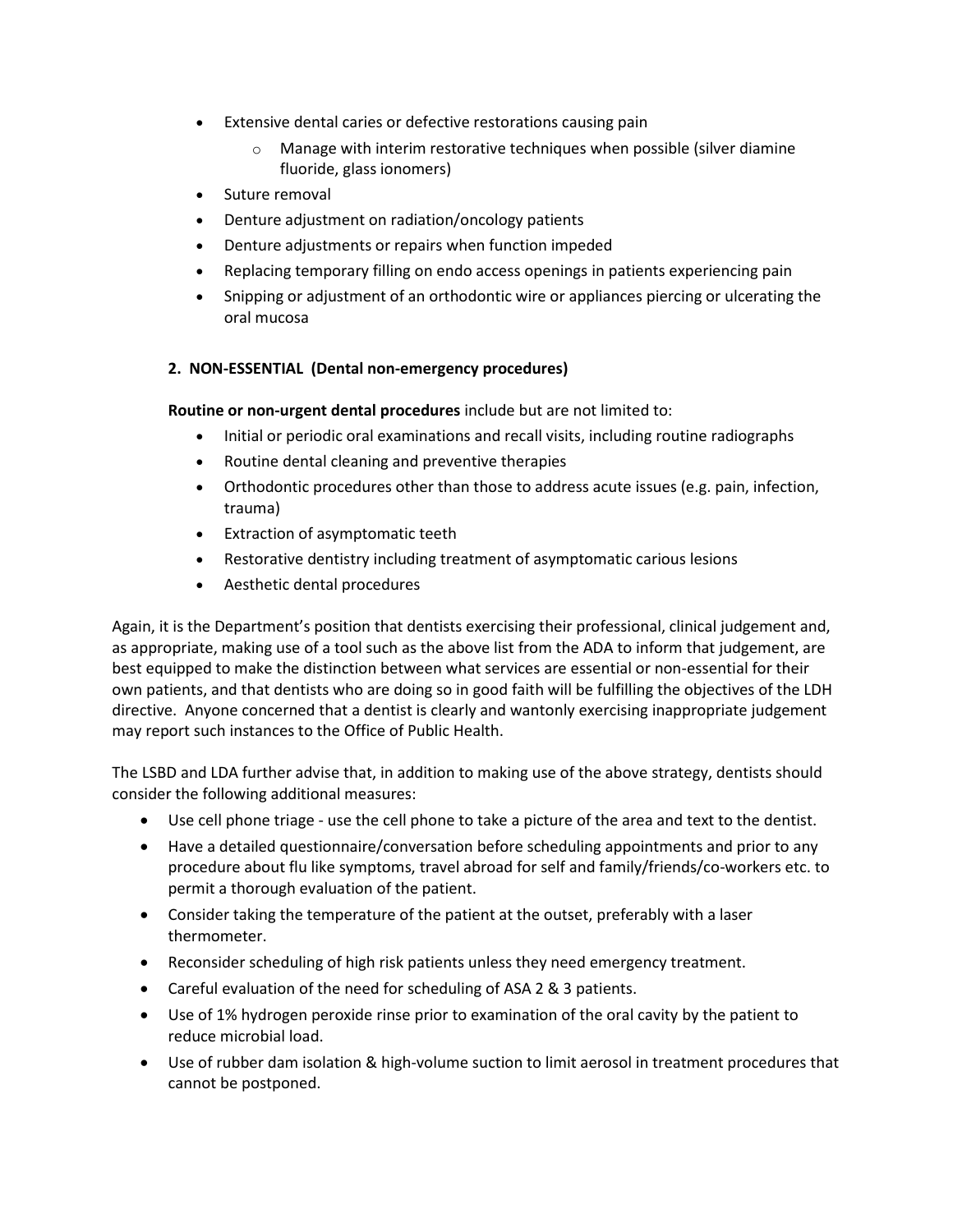- Extensive dental caries or defective restorations causing pain
    - Manage with interim restorative techniques when possible (silver diamine fluoride, glass ionomers)
- Suture removal
- Denture adjustment on radiation/oncology patients
- Denture adjustments or repairs when function impeded
- Replacing temporary filling on endo access openings in patients experiencing pain
- Snipping or adjustment of an orthodontic wire or appliances piercing or ulcerating the oral mucosa

**2. NON-ESSENTIAL (Dental non-emergency procedures)**

**Routine or non-urgent dental procedures** include but are not limited to:

- Initial or periodic oral examinations and recall visits, including routine radiographs
- Routine dental cleaning and preventive therapies
- Orthodontic procedures other than those to address acute issues (e.g. pain, infection, trauma)
- Extraction of asymptomatic teeth
- Restorative dentistry including treatment of asymptomatic carious lesions
- Aesthetic dental procedures

Again, it is the Department's position that dentists exercising their professional, clinical judgement and, as appropriate, making use of a tool such as the above list from the ADA to inform that judgement, are best equipped to make the distinction between what services are essential or non-essential for their own patients, and that dentists who are doing so in good faith will be fulfilling the objectives of the LDH directive. Anyone concerned that a dentist is clearly and wantonly exercising inappropriate judgement may report such instances to the Office of Public Health.

The LSBD and LDA further advise that, in addition to making use of the above strategy, dentists should consider the following additional measures:

- Use cell phone triage - use the cell phone to take a picture of the area and text to the dentist.
- Have a detailed questionnaire/conversation before scheduling appointments and prior to any procedure about flu like symptoms, travel abroad for self and family/friends/co-workers etc. to permit a thorough evaluation of the patient.
- Consider taking the temperature of the patient at the outset, preferably with a laser thermometer.
- Reconsider scheduling of high risk patients unless they need emergency treatment.
- Careful evaluation of the need for scheduling of ASA 2 & 3 patients.
- Use of 1% hydrogen peroxide rinse prior to examination of the oral cavity by the patient to reduce microbial load.
- Use of rubber dam isolation & high-volume suction to limit aerosol in treatment procedures that cannot be postponed.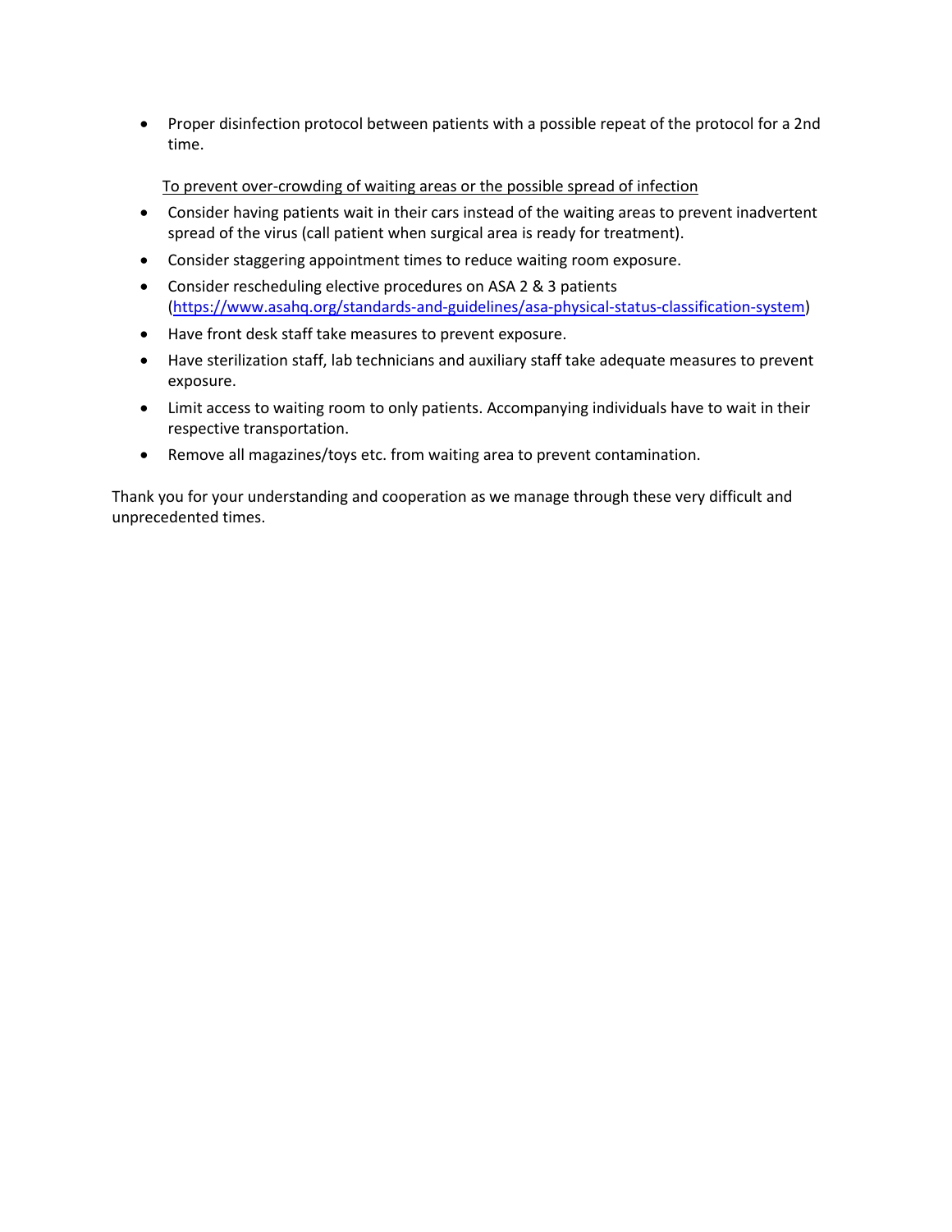- Proper disinfection protocol between patients with a possible repeat of the protocol for a 2nd time.

<u>To prevent over-crowding of waiting areas or the possible spread of infection</u>

- Consider having patients wait in their cars instead of the waiting areas to prevent inadvertent spread of the virus (call patient when surgical area is ready for treatment).
- Consider staggering appointment times to reduce waiting room exposure.
- Consider rescheduling elective procedures on ASA 2 & 3 patients ([https://www.asahq.org/standards-and-guidelines/asa-physical-status-classification-system](https://www.asahq.org/standards-and-guidelines/asa-physical-status-classification-system))
- Have front desk staff take measures to prevent exposure.
- Have sterilization staff, lab technicians and auxiliary staff take adequate measures to prevent exposure.
- Limit access to waiting room to only patients. Accompanying individuals have to wait in their respective transportation.
- Remove all magazines/toys etc. from waiting area to prevent contamination.

Thank you for your understanding and cooperation as we manage through these very difficult and unprecedented times.